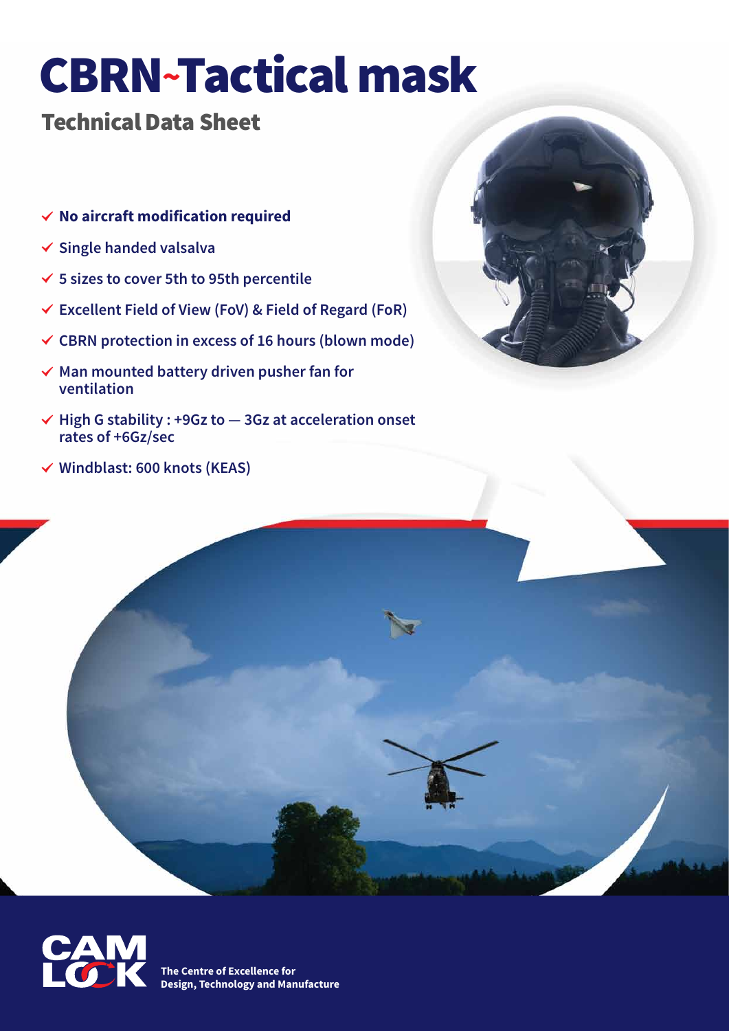# CBRN-Tactical mask

## Technical Data Sheet

- ✓ **No aircraft modification required**
- ✓ **Single handed valsalva**
- ✓ **5 sizes to cover 5th to 95th percentile**
- ✓ **Excellent Field of View (FoV) & Field of Regard (FoR)**
- ✓ **CBRN protection in excess of 16 hours (blown mode)**
- ✓ **Man mounted battery driven pusher fan for ventilation**
- ✓ **High G stability : +9Gz to — 3Gz at acceleration onset rates of +6Gz/sec**
- ✓ **Windblast: 600 knots (KEAS)**

**CAM LOCK**

**The Centre of Excellence for Design, Technology and Manufacture**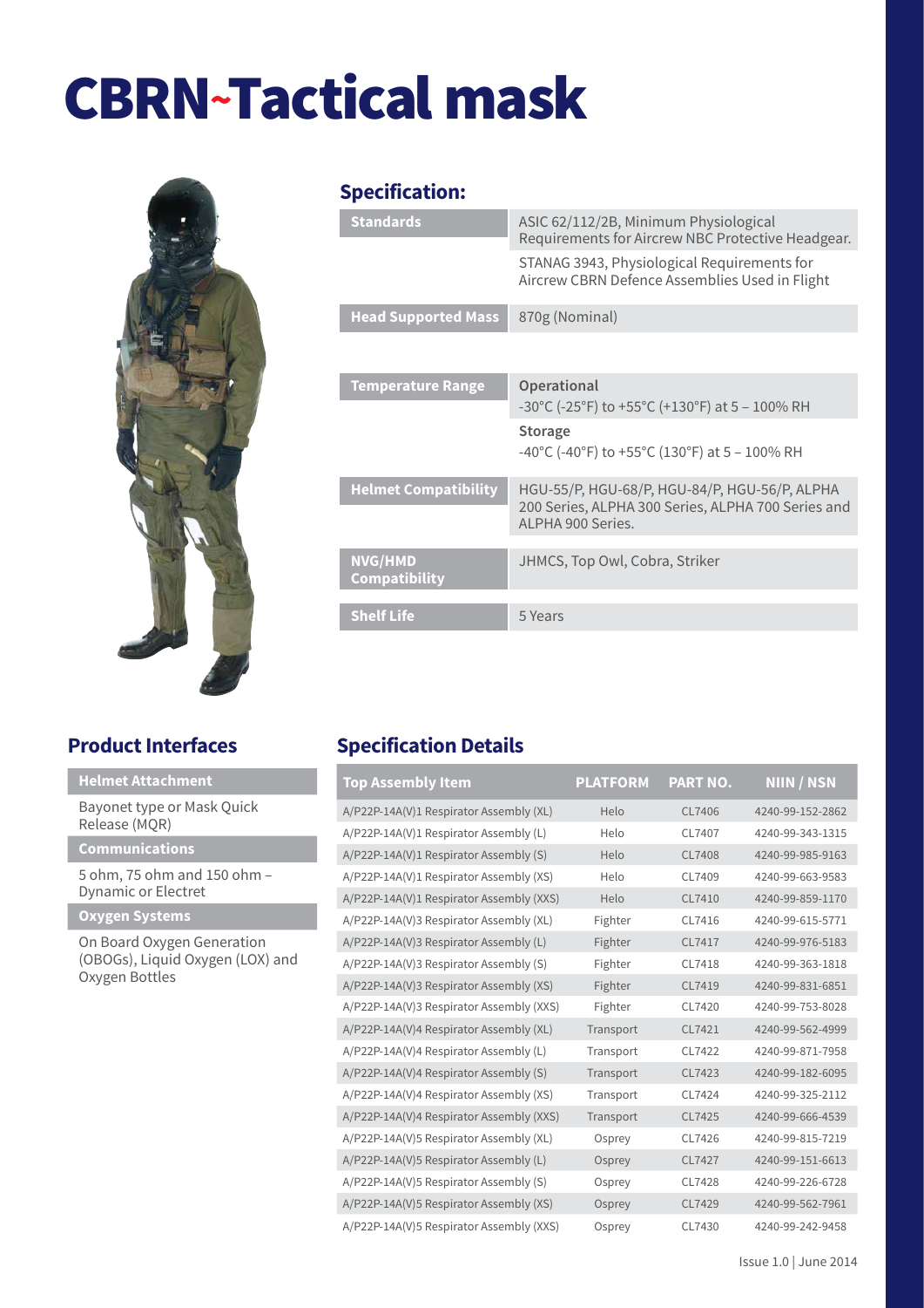# CBRN-Tactical mask

## Specification:

| | |
|---|---|
| **Standards** | ASIC 62/112/2B, Minimum Physiological Requirements for Aircrew NBC Protective Headgear. |
| | STANAG 3943, Physiological Requirements for Aircrew CBRN Defence Assemblies Used in Flight |
| **Head Supported Mass** | 870g (Nominal) |
| **Temperature Range** | **Operational** -30°C (-25°F) to +55°C (+130°F) at 5 – 100% RH |
| | **Storage** -40°C (-40°F) to +55°C (130°F) at 5 – 100% RH |
| **Helmet Compatibility** | HGU-55/P, HGU-68/P, HGU-84/P, HGU-56/P, ALPHA 200 Series, ALPHA 300 Series, ALPHA 700 Series and ALPHA 900 Series. |
| **NVG/HMD Compatibility** | JHMCS, Top Owl, Cobra, Striker |
| **Shelf Life** | 5 Years |

## Product Interfaces

**Helmet Attachment**

Bayonet type or Mask Quick Release (MQR)

**Communications**

5 ohm, 75 ohm and 150 ohm – Dynamic or Electret

**Oxygen Systems**

On Board Oxygen Generation (OBOGs), Liquid Oxygen (LOX) and Oxygen Bottles

## Specification Details

| Top Assembly Item | PLATFORM | PART NO. | NIIN / NSN |
|---|---|---|---|
| A/P22P-14A(V)1 Respirator Assembly (XL) | Helo | CL7406 | 4240-99-152-2862 |
| A/P22P-14A(V)1 Respirator Assembly (L) | Helo | CL7407 | 4240-99-343-1315 |
| A/P22P-14A(V)1 Respirator Assembly (S) | Helo | CL7408 | 4240-99-985-9163 |
| A/P22P-14A(V)1 Respirator Assembly (XS) | Helo | CL7409 | 4240-99-663-9583 |
| A/P22P-14A(V)1 Respirator Assembly (XXS) | Helo | CL7410 | 4240-99-859-1170 |
| A/P22P-14A(V)3 Respirator Assembly (XL) | Fighter | CL7416 | 4240-99-615-5771 |
| A/P22P-14A(V)3 Respirator Assembly (L) | Fighter | CL7417 | 4240-99-976-5183 |
| A/P22P-14A(V)3 Respirator Assembly (S) | Fighter | CL7418 | 4240-99-363-1818 |
| A/P22P-14A(V)3 Respirator Assembly (XS) | Fighter | CL7419 | 4240-99-831-6851 |
| A/P22P-14A(V)3 Respirator Assembly (XXS) | Fighter | CL7420 | 4240-99-753-8028 |
| A/P22P-14A(V)4 Respirator Assembly (XL) | Transport | CL7421 | 4240-99-562-4999 |
| A/P22P-14A(V)4 Respirator Assembly (L) | Transport | CL7422 | 4240-99-871-7958 |
| A/P22P-14A(V)4 Respirator Assembly (S) | Transport | CL7423 | 4240-99-182-6095 |
| A/P22P-14A(V)4 Respirator Assembly (XS) | Transport | CL7424 | 4240-99-325-2112 |
| A/P22P-14A(V)4 Respirator Assembly (XXS) | Transport | CL7425 | 4240-99-666-4539 |
| A/P22P-14A(V)5 Respirator Assembly (XL) | Osprey | CL7426 | 4240-99-815-7219 |
| A/P22P-14A(V)5 Respirator Assembly (L) | Osprey | CL7427 | 4240-99-151-6613 |
| A/P22P-14A(V)5 Respirator Assembly (S) | Osprey | CL7428 | 4240-99-226-6728 |
| A/P22P-14A(V)5 Respirator Assembly (XS) | Osprey | CL7429 | 4240-99-562-7961 |
| A/P22P-14A(V)5 Respirator Assembly (XXS) | Osprey | CL7430 | 4240-99-242-9458 |

Issue 1.0 | June 2014